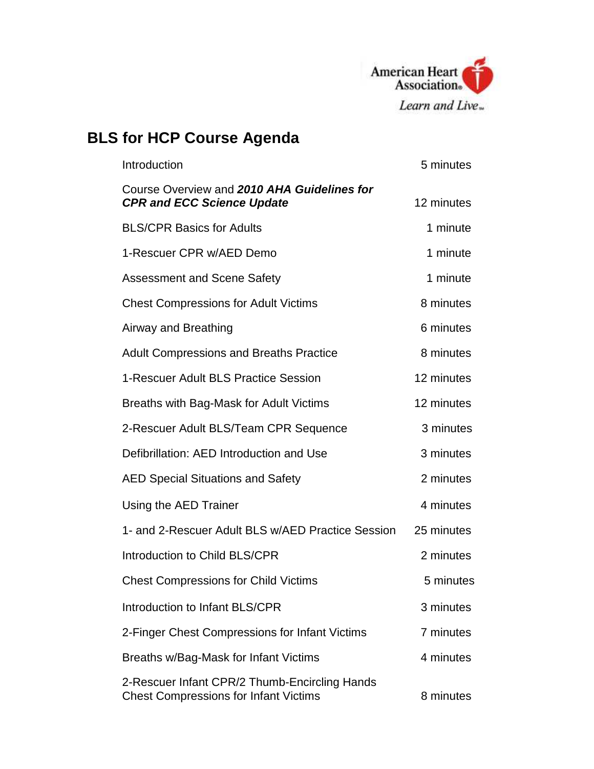American Heart Association® Learn and Live℠

# BLS for HCP Course Agenda

| | |
|---|---|
| Introduction | 5 minutes |
| Course Overview and ***2010 AHA Guidelines for CPR and ECC Science Update*** | 12 minutes |
| BLS/CPR Basics for Adults | 1 minute |
| 1-Rescuer CPR w/AED Demo | 1 minute |
| Assessment and Scene Safety | 1 minute |
| Chest Compressions for Adult Victims | 8 minutes |
| Airway and Breathing | 6 minutes |
| Adult Compressions and Breaths Practice | 8 minutes |
| 1-Rescuer Adult BLS Practice Session | 12 minutes |
| Breaths with Bag-Mask for Adult Victims | 12 minutes |
| 2-Rescuer Adult BLS/Team CPR Sequence | 3 minutes |
| Defibrillation: AED Introduction and Use | 3 minutes |
| AED Special Situations and Safety | 2 minutes |
| Using the AED Trainer | 4 minutes |
| 1- and 2-Rescuer Adult BLS w/AED Practice Session | 25 minutes |
| Introduction to Child BLS/CPR | 2 minutes |
| Chest Compressions for Child Victims | 5 minutes |
| Introduction to Infant BLS/CPR | 3 minutes |
| 2-Finger Chest Compressions for Infant Victims | 7 minutes |
| Breaths w/Bag-Mask for Infant Victims | 4 minutes |
| 2-Rescuer Infant CPR/2 Thumb-Encircling Hands Chest Compressions for Infant Victims | 8 minutes |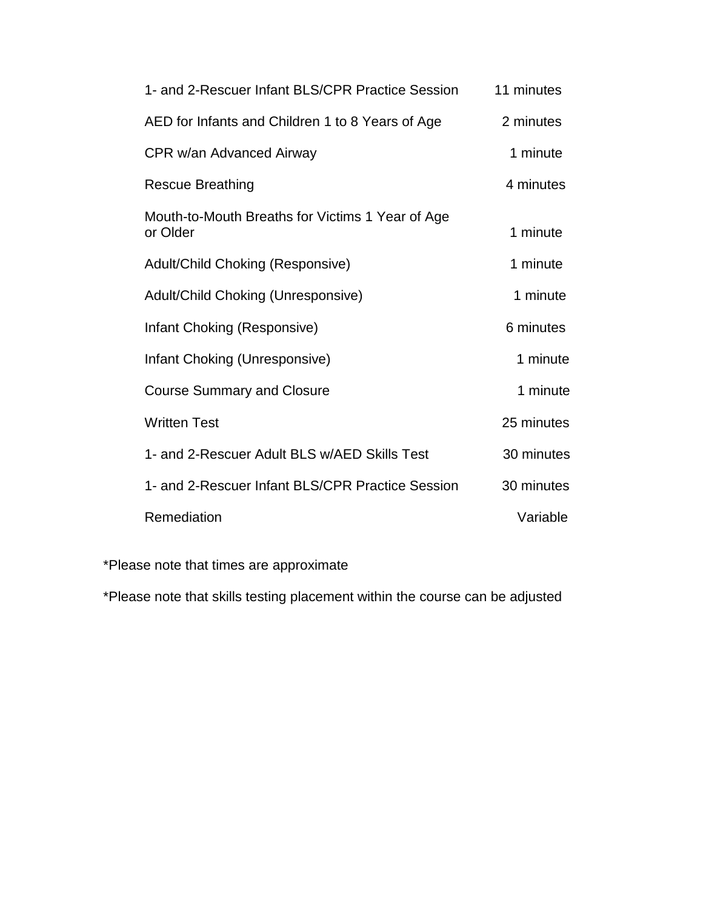| | |
|---|---|
| 1- and 2-Rescuer Infant BLS/CPR Practice Session | 11 minutes |
| AED for Infants and Children 1 to 8 Years of Age | 2 minutes |
| CPR w/an Advanced Airway | 1 minute |
| Rescue Breathing | 4 minutes |
| Mouth-to-Mouth Breaths for Victims 1 Year of Age or Older | 1 minute |
| Adult/Child Choking (Responsive) | 1 minute |
| Adult/Child Choking (Unresponsive) | 1 minute |
| Infant Choking (Responsive) | 6 minutes |
| Infant Choking (Unresponsive) | 1 minute |
| Course Summary and Closure | 1 minute |
| Written Test | 25 minutes |
| 1- and 2-Rescuer Adult BLS w/AED Skills Test | 30 minutes |
| 1- and 2-Rescuer Infant BLS/CPR Practice Session | 30 minutes |
| Remediation | Variable |

*Please note that times are approximate

*Please note that skills testing placement within the course can be adjusted